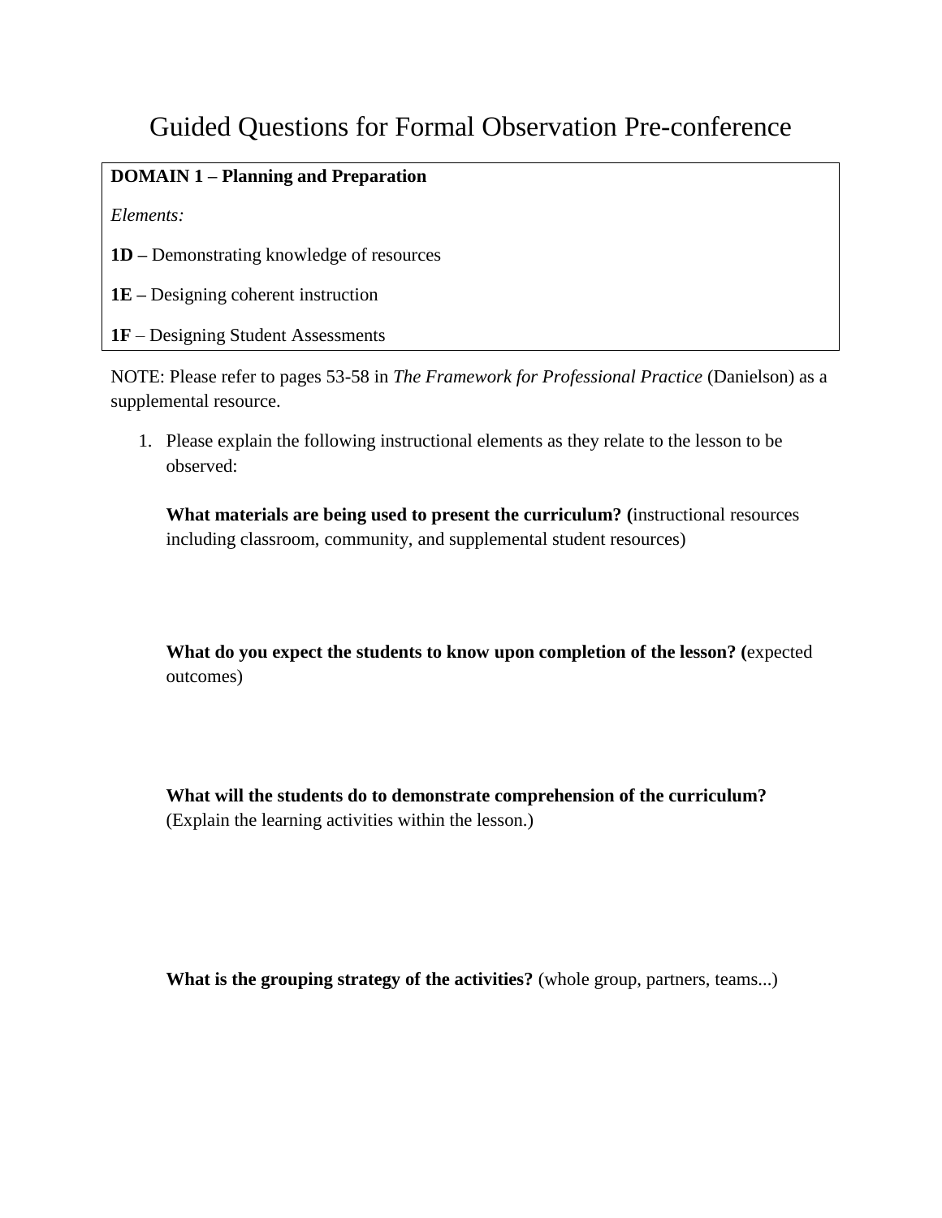# Guided Questions for Formal Observation Pre-conference

**DOMAIN 1 – Planning and Preparation**

*Elements:*

**1D –** Demonstrating knowledge of resources

**1E –** Designing coherent instruction

**1F** – Designing Student Assessments

NOTE: Please refer to pages 53-58 in *The Framework for Professional Practice* (Danielson) as a supplemental resource.

1. Please explain the following instructional elements as they relate to the lesson to be observed:

   **What materials are being used to present the curriculum? (**instructional resources including classroom, community, and supplemental student resources)

   **What do you expect the students to know upon completion of the lesson? (**expected outcomes)

   **What will the students do to demonstrate comprehension of the curriculum?** (Explain the learning activities within the lesson.)

   **What is the grouping strategy of the activities?** (whole group, partners, teams...)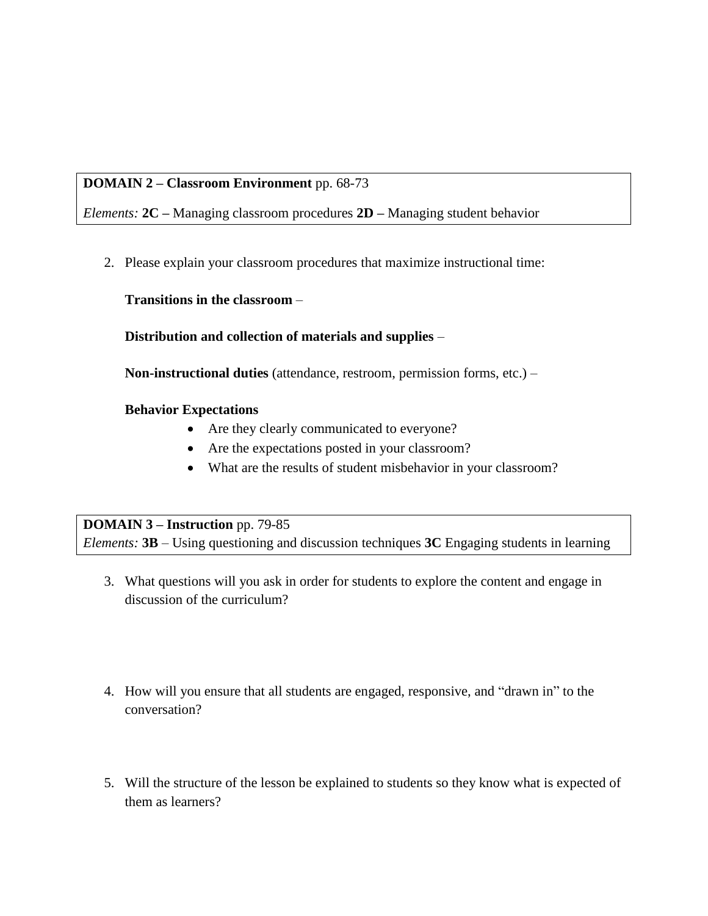**DOMAIN 2 – Classroom Environment** pp. 68-73

*Elements:* **2C –** Managing classroom procedures **2D –** Managing student behavior

2. Please explain your classroom procedures that maximize instructional time:

   **Transitions in the classroom** –

   **Distribution and collection of materials and supplies** –

   **Non-instructional duties** (attendance, restroom, permission forms, etc.) –

   **Behavior Expectations**

   - Are they clearly communicated to everyone?
   - Are the expectations posted in your classroom?
   - What are the results of student misbehavior in your classroom?

**DOMAIN 3 – Instruction** pp. 79-85

*Elements:* **3B** – Using questioning and discussion techniques **3C** Engaging students in learning

3. What questions will you ask in order for students to explore the content and engage in discussion of the curriculum?

4. How will you ensure that all students are engaged, responsive, and "drawn in" to the conversation?

5. Will the structure of the lesson be explained to students so they know what is expected of them as learners?